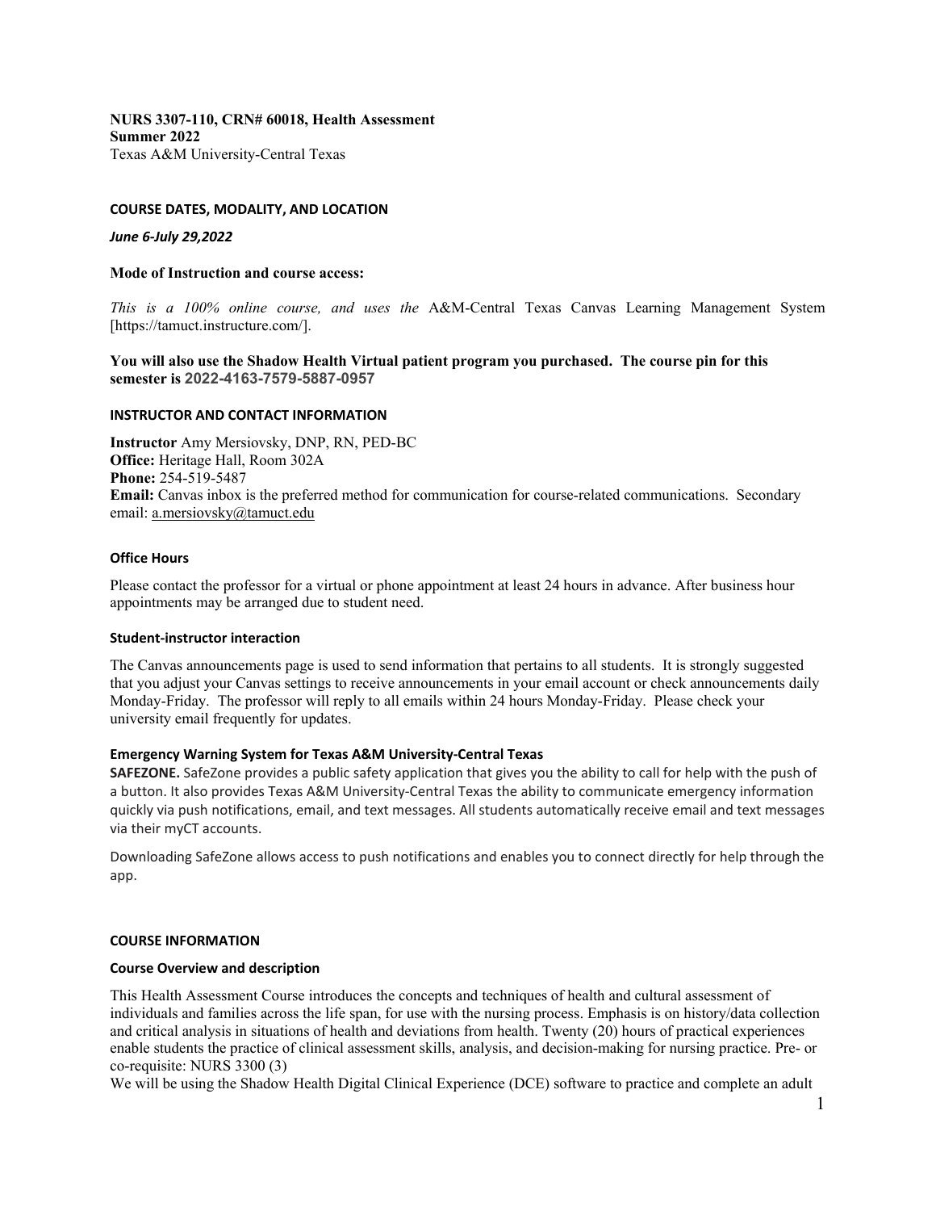**NURS 3307-110, CRN# 60018, Health Assessment**
**Summer 2022**
Texas A&M University-Central Texas

## COURSE DATES, MODALITY, AND LOCATION

***June 6-July 29,2022***

### Mode of Instruction and course access:

*This is a 100% online course, and uses the* A&M-Central Texas Canvas Learning Management System [https://tamuct.instructure.com/].

**You will also use the Shadow Health Virtual patient program you purchased. The course pin for this semester is 2022-4163-7579-5887-0957**

## INSTRUCTOR AND CONTACT INFORMATION

**Instructor** Amy Mersiovsky, DNP, RN, PED-BC
**Office:** Heritage Hall, Room 302A
**Phone:** 254-519-5487
**Email:** Canvas inbox is the preferred method for communication for course-related communications. Secondary email: a.mersiovsky@tamuct.edu

### Office Hours

Please contact the professor for a virtual or phone appointment at least 24 hours in advance. After business hour appointments may be arranged due to student need.

### Student-instructor interaction

The Canvas announcements page is used to send information that pertains to all students. It is strongly suggested that you adjust your Canvas settings to receive announcements in your email account or check announcements daily Monday-Friday. The professor will reply to all emails within 24 hours Monday-Friday. Please check your university email frequently for updates.

### Emergency Warning System for Texas A&M University-Central Texas

**SAFEZONE.** SafeZone provides a public safety application that gives you the ability to call for help with the push of a button. It also provides Texas A&M University-Central Texas the ability to communicate emergency information quickly via push notifications, email, and text messages. All students automatically receive email and text messages via their myCT accounts.

Downloading SafeZone allows access to push notifications and enables you to connect directly for help through the app.

## COURSE INFORMATION

### Course Overview and description

This Health Assessment Course introduces the concepts and techniques of health and cultural assessment of individuals and families across the life span, for use with the nursing process. Emphasis is on history/data collection and critical analysis in situations of health and deviations from health. Twenty (20) hours of practical experiences enable students the practice of clinical assessment skills, analysis, and decision-making for nursing practice. Pre- or co-requisite: NURS 3300 (3)

We will be using the Shadow Health Digital Clinical Experience (DCE) software to practice and complete an adult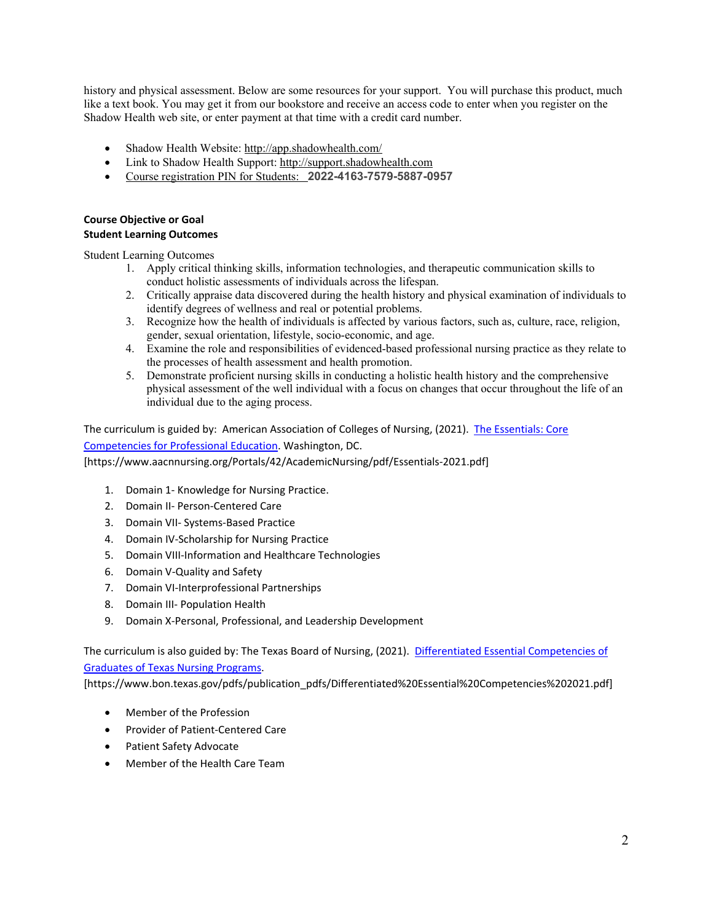history and physical assessment. Below are some resources for your support. You will purchase this product, much like a text book. You may get it from our bookstore and receive an access code to enter when you register on the Shadow Health web site, or enter payment at that time with a credit card number.

- Shadow Health Website: http://app.shadowhealth.com/
- Link to Shadow Health Support: http://support.shadowhealth.com
- Course registration PIN for Students: **2022-4163-7579-5887-0957**

**Course Objective or Goal**
**Student Learning Outcomes**

Student Learning Outcomes

1. Apply critical thinking skills, information technologies, and therapeutic communication skills to conduct holistic assessments of individuals across the lifespan.
2. Critically appraise data discovered during the health history and physical examination of individuals to identify degrees of wellness and real or potential problems.
3. Recognize how the health of individuals is affected by various factors, such as, culture, race, religion, gender, sexual orientation, lifestyle, socio-economic, and age.
4. Examine the role and responsibilities of evidenced-based professional nursing practice as they relate to the processes of health assessment and health promotion.
5. Demonstrate proficient nursing skills in conducting a holistic health history and the comprehensive physical assessment of the well individual with a focus on changes that occur throughout the life of an individual due to the aging process.

The curriculum is guided by: American Association of Colleges of Nursing, (2021). The Essentials: Core Competencies for Professional Education. Washington, DC. [https://www.aacnnursing.org/Portals/42/AcademicNursing/pdf/Essentials-2021.pdf]

1. Domain 1- Knowledge for Nursing Practice.
2. Domain II- Person-Centered Care
3. Domain VII- Systems-Based Practice
4. Domain IV-Scholarship for Nursing Practice
5. Domain VIII-Information and Healthcare Technologies
6. Domain V-Quality and Safety
7. Domain VI-Interprofessional Partnerships
8. Domain III- Population Health
9. Domain X-Personal, Professional, and Leadership Development

The curriculum is also guided by: The Texas Board of Nursing, (2021). Differentiated Essential Competencies of Graduates of Texas Nursing Programs. [https://www.bon.texas.gov/pdfs/publication_pdfs/Differentiated%20Essential%20Competencies%202021.pdf]

- Member of the Profession
- Provider of Patient-Centered Care
- Patient Safety Advocate
- Member of the Health Care Team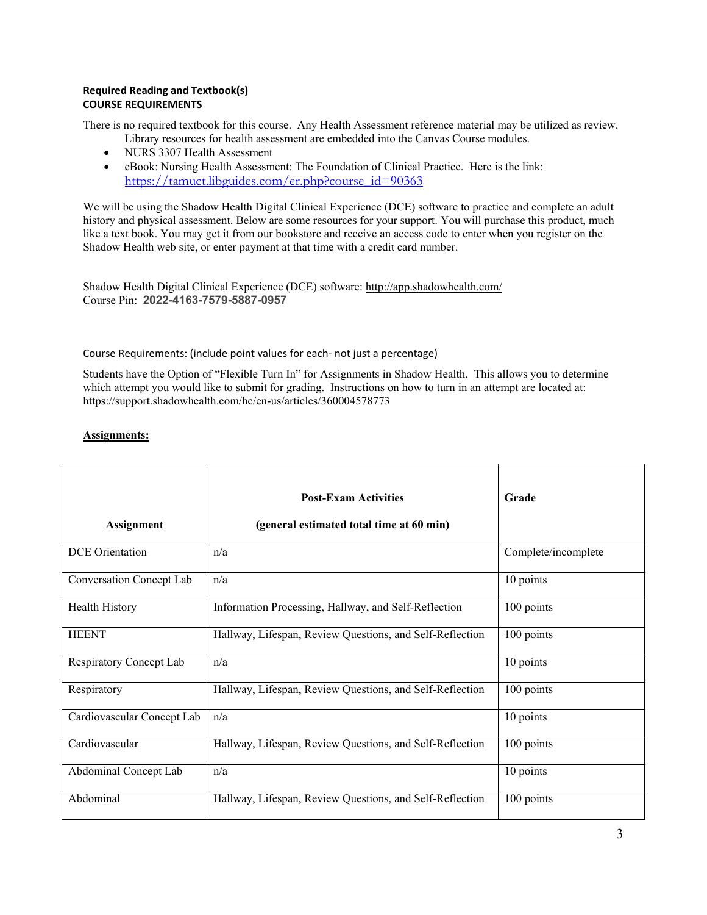**Required Reading and Textbook(s)**
**COURSE REQUIREMENTS**

There is no required textbook for this course. Any Health Assessment reference material may be utilized as review. Library resources for health assessment are embedded into the Canvas Course modules.

- NURS 3307 Health Assessment
- eBook: Nursing Health Assessment: The Foundation of Clinical Practice. Here is the link: https://tamuct.libguides.com/er.php?course_id=90363

We will be using the Shadow Health Digital Clinical Experience (DCE) software to practice and complete an adult history and physical assessment. Below are some resources for your support. You will purchase this product, much like a text book. You may get it from our bookstore and receive an access code to enter when you register on the Shadow Health web site, or enter payment at that time with a credit card number.

Shadow Health Digital Clinical Experience (DCE) software: http://app.shadowhealth.com/
Course Pin: **2022-4163-7579-5887-0957**

Course Requirements: (include point values for each- not just a percentage)

Students have the Option of "Flexible Turn In" for Assignments in Shadow Health. This allows you to determine which attempt you would like to submit for grading. Instructions on how to turn in an attempt are located at: https://support.shadowhealth.com/hc/en-us/articles/360004578773

**Assignments:**

| Assignment | Post-Exam Activities (general estimated total time at 60 min) | Grade |
|---|---|---|
| DCE Orientation | n/a | Complete/incomplete |
| Conversation Concept Lab | n/a | 10 points |
| Health History | Information Processing, Hallway, and Self-Reflection | 100 points |
| HEENT | Hallway, Lifespan, Review Questions, and Self-Reflection | 100 points |
| Respiratory Concept Lab | n/a | 10 points |
| Respiratory | Hallway, Lifespan, Review Questions, and Self-Reflection | 100 points |
| Cardiovascular Concept Lab | n/a | 10 points |
| Cardiovascular | Hallway, Lifespan, Review Questions, and Self-Reflection | 100 points |
| Abdominal Concept Lab | n/a | 10 points |
| Abdominal | Hallway, Lifespan, Review Questions, and Self-Reflection | 100 points |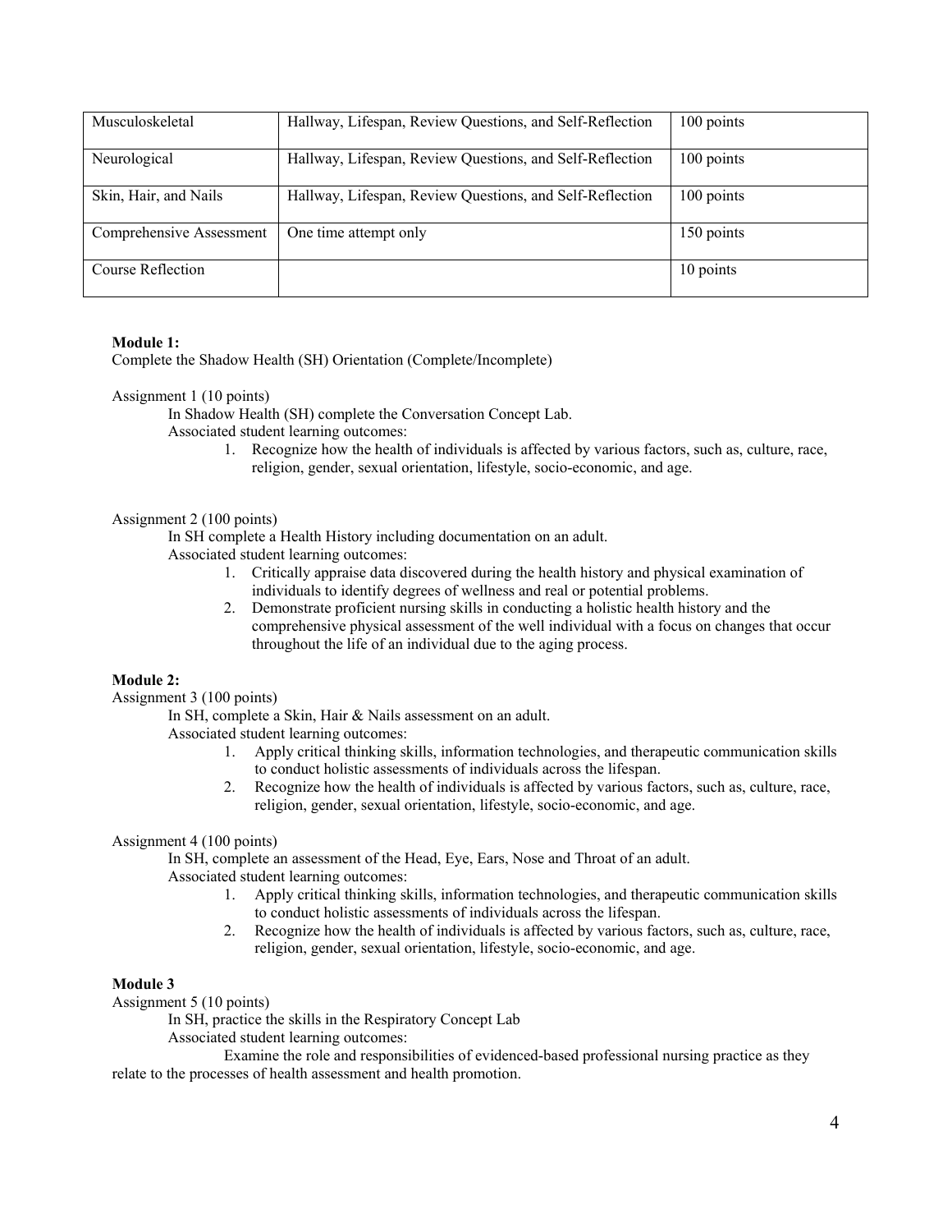| Musculoskeletal | Hallway, Lifespan, Review Questions, and Self-Reflection | 100 points |
|---|---|---|
| Neurological | Hallway, Lifespan, Review Questions, and Self-Reflection | 100 points |
| Skin, Hair, and Nails | Hallway, Lifespan, Review Questions, and Self-Reflection | 100 points |
| Comprehensive Assessment | One time attempt only | 150 points |
| Course Reflection | | 10 points |

**Module 1:**
Complete the Shadow Health (SH) Orientation (Complete/Incomplete)

Assignment 1 (10 points)

In Shadow Health (SH) complete the Conversation Concept Lab.

Associated student learning outcomes:

1. Recognize how the health of individuals is affected by various factors, such as, culture, race, religion, gender, sexual orientation, lifestyle, socio-economic, and age.

Assignment 2 (100 points)

In SH complete a Health History including documentation on an adult.

Associated student learning outcomes:

1. Critically appraise data discovered during the health history and physical examination of individuals to identify degrees of wellness and real or potential problems.
2. Demonstrate proficient nursing skills in conducting a holistic health history and the comprehensive physical assessment of the well individual with a focus on changes that occur throughout the life of an individual due to the aging process.

**Module 2:**
Assignment 3 (100 points)

In SH, complete a Skin, Hair & Nails assessment on an adult.

Associated student learning outcomes:

1. Apply critical thinking skills, information technologies, and therapeutic communication skills to conduct holistic assessments of individuals across the lifespan.
2. Recognize how the health of individuals is affected by various factors, such as, culture, race, religion, gender, sexual orientation, lifestyle, socio-economic, and age.

Assignment 4 (100 points)

In SH, complete an assessment of the Head, Eye, Ears, Nose and Throat of an adult.

Associated student learning outcomes:

1. Apply critical thinking skills, information technologies, and therapeutic communication skills to conduct holistic assessments of individuals across the lifespan.
2. Recognize how the health of individuals is affected by various factors, such as, culture, race, religion, gender, sexual orientation, lifestyle, socio-economic, and age.

**Module 3**
Assignment 5 (10 points)

In SH, practice the skills in the Respiratory Concept Lab

Associated student learning outcomes:

Examine the role and responsibilities of evidenced-based professional nursing practice as they relate to the processes of health assessment and health promotion.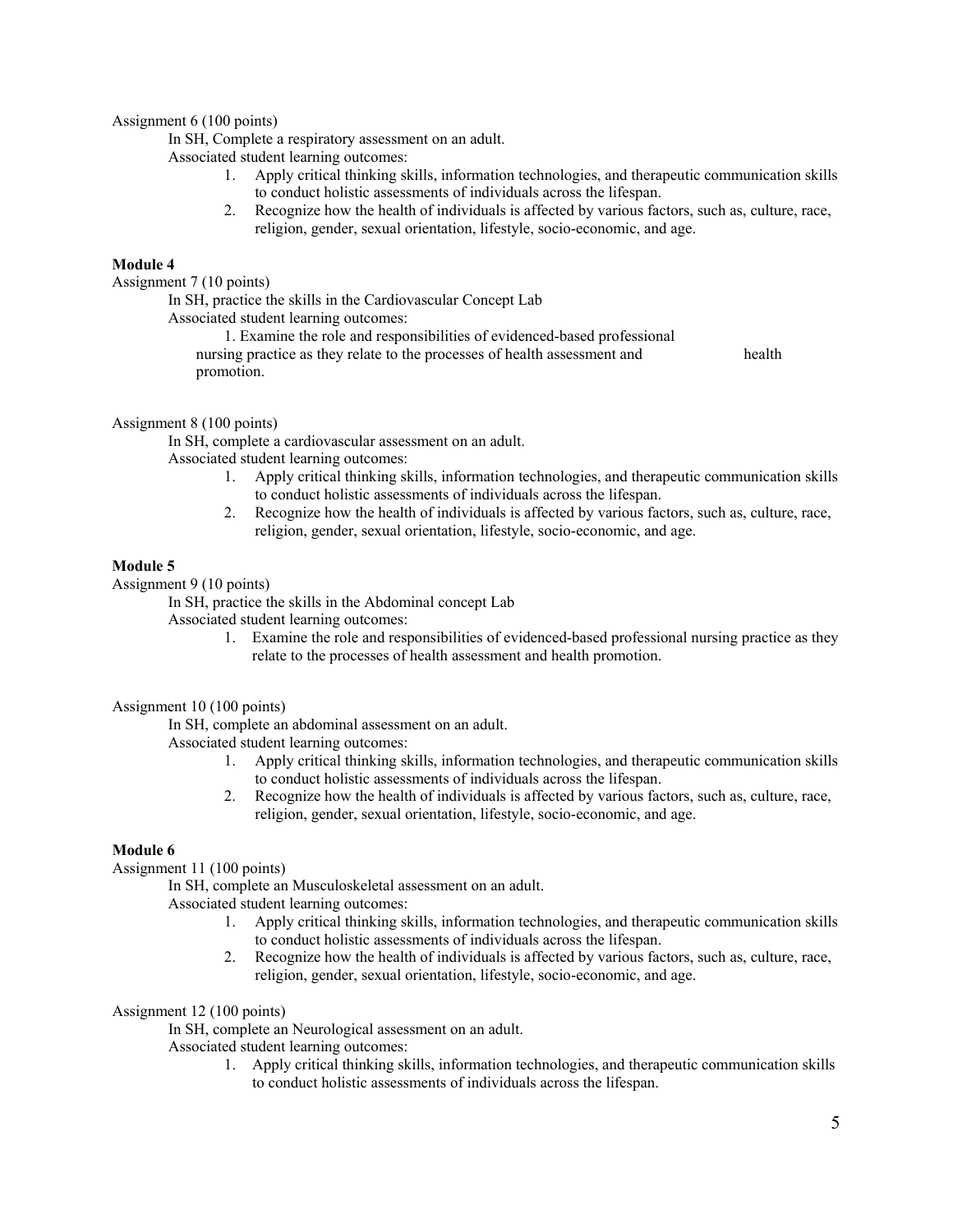Assignment 6 (100 points)

In SH, Complete a respiratory assessment on an adult.

Associated student learning outcomes:

1. Apply critical thinking skills, information technologies, and therapeutic communication skills to conduct holistic assessments of individuals across the lifespan.
2. Recognize how the health of individuals is affected by various factors, such as, culture, race, religion, gender, sexual orientation, lifestyle, socio-economic, and age.

**Module 4**

Assignment 7 (10 points)

In SH, practice the skills in the Cardiovascular Concept Lab

Associated student learning outcomes:

1. Examine the role and responsibilities of evidenced-based professional nursing practice as they relate to the processes of health assessment and health promotion.

Assignment 8 (100 points)

In SH, complete a cardiovascular assessment on an adult.

Associated student learning outcomes:

1. Apply critical thinking skills, information technologies, and therapeutic communication skills to conduct holistic assessments of individuals across the lifespan.
2. Recognize how the health of individuals is affected by various factors, such as, culture, race, religion, gender, sexual orientation, lifestyle, socio-economic, and age.

**Module 5**

Assignment 9 (10 points)

In SH, practice the skills in the Abdominal concept Lab

Associated student learning outcomes:

1. Examine the role and responsibilities of evidenced-based professional nursing practice as they relate to the processes of health assessment and health promotion.

Assignment 10 (100 points)

In SH, complete an abdominal assessment on an adult.

Associated student learning outcomes:

1. Apply critical thinking skills, information technologies, and therapeutic communication skills to conduct holistic assessments of individuals across the lifespan.
2. Recognize how the health of individuals is affected by various factors, such as, culture, race, religion, gender, sexual orientation, lifestyle, socio-economic, and age.

**Module 6**

Assignment 11 (100 points)

In SH, complete an Musculoskeletal assessment on an adult.

Associated student learning outcomes:

1. Apply critical thinking skills, information technologies, and therapeutic communication skills to conduct holistic assessments of individuals across the lifespan.
2. Recognize how the health of individuals is affected by various factors, such as, culture, race, religion, gender, sexual orientation, lifestyle, socio-economic, and age.

Assignment 12 (100 points)

In SH, complete an Neurological assessment on an adult.

Associated student learning outcomes:

1. Apply critical thinking skills, information technologies, and therapeutic communication skills to conduct holistic assessments of individuals across the lifespan.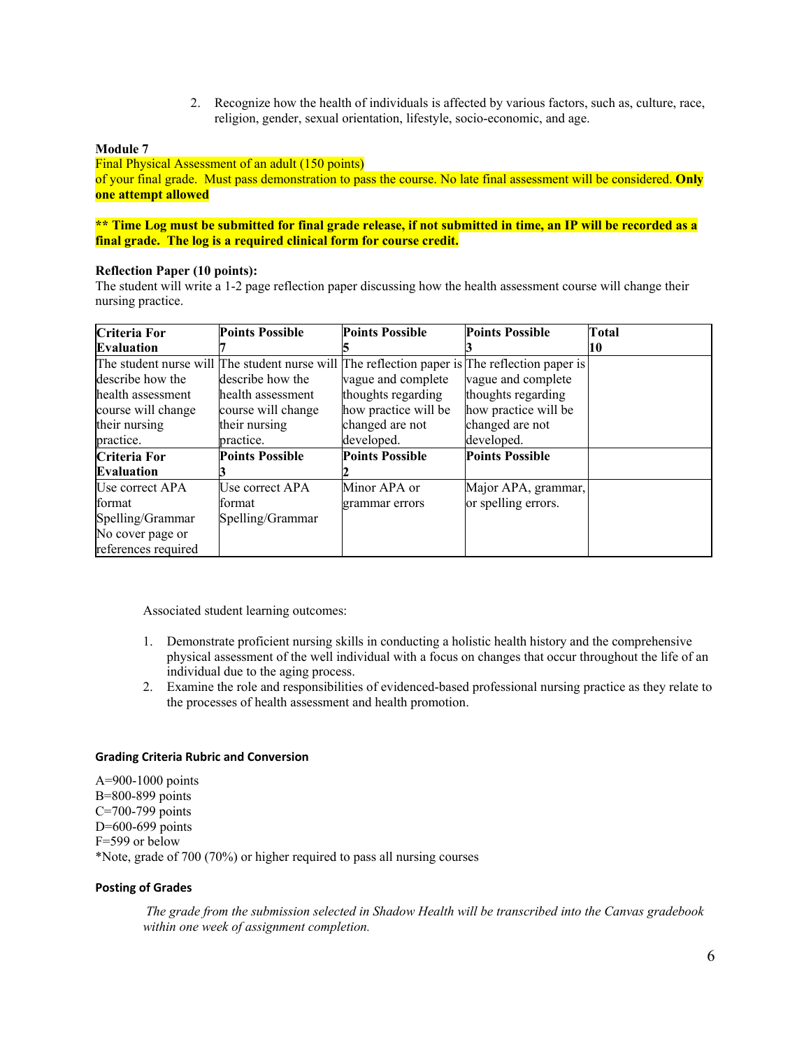2. Recognize how the health of individuals is affected by various factors, such as, culture, race, religion, gender, sexual orientation, lifestyle, socio-economic, and age.

**Module 7**

Final Physical Assessment of an adult (150 points)
of your final grade. Must pass demonstration to pass the course. No late final assessment will be considered. **Only one attempt allowed**

**\*\* Time Log must be submitted for final grade release, if not submitted in time, an IP will be recorded as a final grade. The log is a required clinical form for course credit.**

**Reflection Paper (10 points):**
The student will write a 1-2 page reflection paper discussing how the health assessment course will change their nursing practice.

| **Criteria For Evaluation** | **Points Possible 7** | **Points Possible 5** | **Points Possible 3** | **Total 10** |
|---|---|---|---|---|
| The student nurse will describe how the health assessment course will change their nursing practice. | The student nurse will describe how the health assessment course will change their nursing practice. | The reflection paper is vague and complete thoughts regarding how practice will be changed are not developed. | The reflection paper is vague and complete thoughts regarding how practice will be changed are not developed. | |
| **Criteria For Evaluation** | **Points Possible 3** | **Points Possible 2** | **Points Possible** | |
| Use correct APA format Spelling/Grammar No cover page or references required | Use correct APA format Spelling/Grammar | Minor APA or grammar errors | Major APA, grammar, or spelling errors. | |

Associated student learning outcomes:

1. Demonstrate proficient nursing skills in conducting a holistic health history and the comprehensive physical assessment of the well individual with a focus on changes that occur throughout the life of an individual due to the aging process.
2. Examine the role and responsibilities of evidenced-based professional nursing practice as they relate to the processes of health assessment and health promotion.

#### Grading Criteria Rubric and Conversion

A=900-1000 points
B=800-899 points
C=700-799 points
D=600-699 points
F=599 or below
*Note, grade of 700 (70%) or higher required to pass all nursing courses

#### Posting of Grades

*The grade from the submission selected in Shadow Health will be transcribed into the Canvas gradebook within one week of assignment completion.*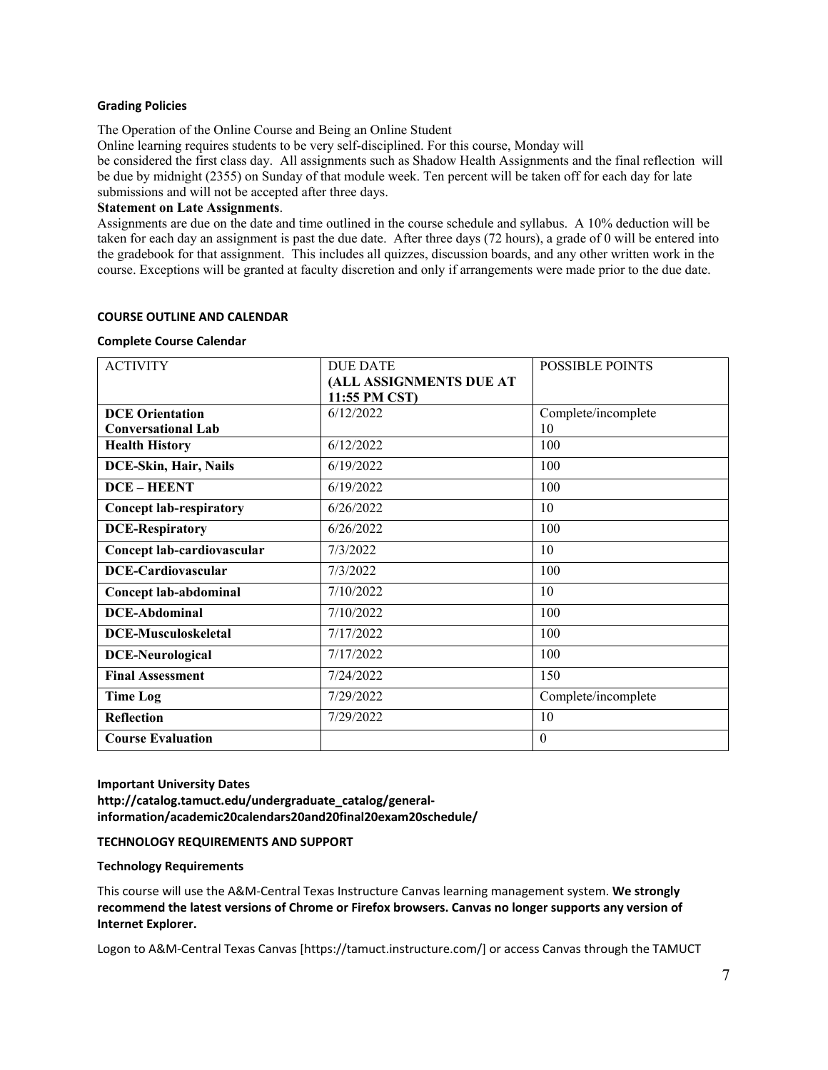### Grading Policies

The Operation of the Online Course and Being an Online Student

Online learning requires students to be very self-disciplined. For this course, Monday will be considered the first class day. All assignments such as Shadow Health Assignments and the final reflection will be due by midnight (2355) on Sunday of that module week. Ten percent will be taken off for each day for late submissions and will not be accepted after three days.

**Statement on Late Assignments**.

Assignments are due on the date and time outlined in the course schedule and syllabus. A 10% deduction will be taken for each day an assignment is past the due date. After three days (72 hours), a grade of 0 will be entered into the gradebook for that assignment. This includes all quizzes, discussion boards, and any other written work in the course. Exceptions will be granted at faculty discretion and only if arrangements were made prior to the due date.

## COURSE OUTLINE AND CALENDAR

### Complete Course Calendar

| ACTIVITY | DUE DATE **(ALL ASSIGNMENTS DUE AT 11:55 PM CST)** | POSSIBLE POINTS |
|---|---|---|
| **DCE Orientation**<br>**Conversational Lab** | 6/12/2022 | Complete/incomplete<br>10 |
| **Health History** | 6/12/2022 | 100 |
| **DCE-Skin, Hair, Nails** | 6/19/2022 | 100 |
| **DCE – HEENT** | 6/19/2022 | 100 |
| **Concept lab-respiratory** | 6/26/2022 | 10 |
| **DCE-Respiratory** | 6/26/2022 | 100 |
| **Concept lab-cardiovascular** | 7/3/2022 | 10 |
| **DCE-Cardiovascular** | 7/3/2022 | 100 |
| **Concept lab-abdominal** | 7/10/2022 | 10 |
| **DCE-Abdominal** | 7/10/2022 | 100 |
| **DCE-Musculoskeletal** | 7/17/2022 | 100 |
| **DCE-Neurological** | 7/17/2022 | 100 |
| **Final Assessment** | 7/24/2022 | 150 |
| **Time Log** | 7/29/2022 | Complete/incomplete |
| **Reflection** | 7/29/2022 | 10 |
| **Course Evaluation** | | 0 |

### Important University Dates

**http://catalog.tamuct.edu/undergraduate_catalog/general-information/academic20calendars20and20final20exam20schedule/**

## TECHNOLOGY REQUIREMENTS AND SUPPORT

### Technology Requirements

This course will use the A&M-Central Texas Instructure Canvas learning management system. **We strongly recommend the latest versions of Chrome or Firefox browsers. Canvas no longer supports any version of Internet Explorer.**

Logon to A&M-Central Texas Canvas [https://tamuct.instructure.com/] or access Canvas through the TAMUCT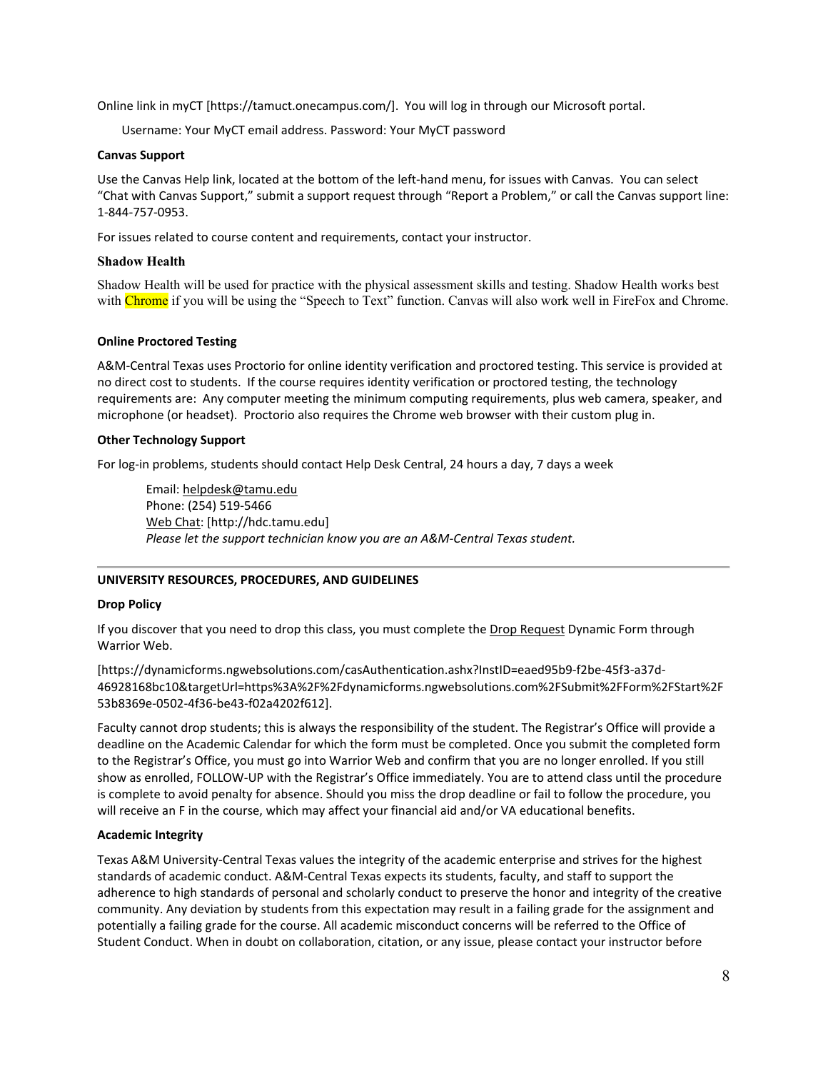Online link in myCT [https://tamuct.onecampus.com/]. You will log in through our Microsoft portal.

Username: Your MyCT email address. Password: Your MyCT password

**Canvas Support**

Use the Canvas Help link, located at the bottom of the left-hand menu, for issues with Canvas. You can select "Chat with Canvas Support," submit a support request through "Report a Problem," or call the Canvas support line: 1-844-757-0953.

For issues related to course content and requirements, contact your instructor.

**Shadow Health**

Shadow Health will be used for practice with the physical assessment skills and testing. Shadow Health works best with Chrome if you will be using the "Speech to Text" function. Canvas will also work well in FireFox and Chrome.

**Online Proctored Testing**

A&M-Central Texas uses Proctorio for online identity verification and proctored testing. This service is provided at no direct cost to students. If the course requires identity verification or proctored testing, the technology requirements are: Any computer meeting the minimum computing requirements, plus web camera, speaker, and microphone (or headset). Proctorio also requires the Chrome web browser with their custom plug in.

**Other Technology Support**

For log-in problems, students should contact Help Desk Central, 24 hours a day, 7 days a week

Email: helpdesk@tamu.edu
Phone: (254) 519-5466
Web Chat: [http://hdc.tamu.edu]
*Please let the support technician know you are an A&M-Central Texas student.*

---

**UNIVERSITY RESOURCES, PROCEDURES, AND GUIDELINES**

**Drop Policy**

If you discover that you need to drop this class, you must complete the Drop Request Dynamic Form through Warrior Web.

[https://dynamicforms.ngwebsolutions.com/casAuthentication.ashx?InstID=eaed95b9-f2be-45f3-a37d-46928168bc10&targetUrl=https%3A%2F%2Fdynamicforms.ngwebsolutions.com%2FSubmit%2FForm%2FStart%2F53b8369e-0502-4f36-be43-f02a4202f612].

Faculty cannot drop students; this is always the responsibility of the student. The Registrar's Office will provide a deadline on the Academic Calendar for which the form must be completed. Once you submit the completed form to the Registrar's Office, you must go into Warrior Web and confirm that you are no longer enrolled. If you still show as enrolled, FOLLOW-UP with the Registrar's Office immediately. You are to attend class until the procedure is complete to avoid penalty for absence. Should you miss the drop deadline or fail to follow the procedure, you will receive an F in the course, which may affect your financial aid and/or VA educational benefits.

**Academic Integrity**

Texas A&M University-Central Texas values the integrity of the academic enterprise and strives for the highest standards of academic conduct. A&M-Central Texas expects its students, faculty, and staff to support the adherence to high standards of personal and scholarly conduct to preserve the honor and integrity of the creative community. Any deviation by students from this expectation may result in a failing grade for the assignment and potentially a failing grade for the course. All academic misconduct concerns will be referred to the Office of Student Conduct. When in doubt on collaboration, citation, or any issue, please contact your instructor before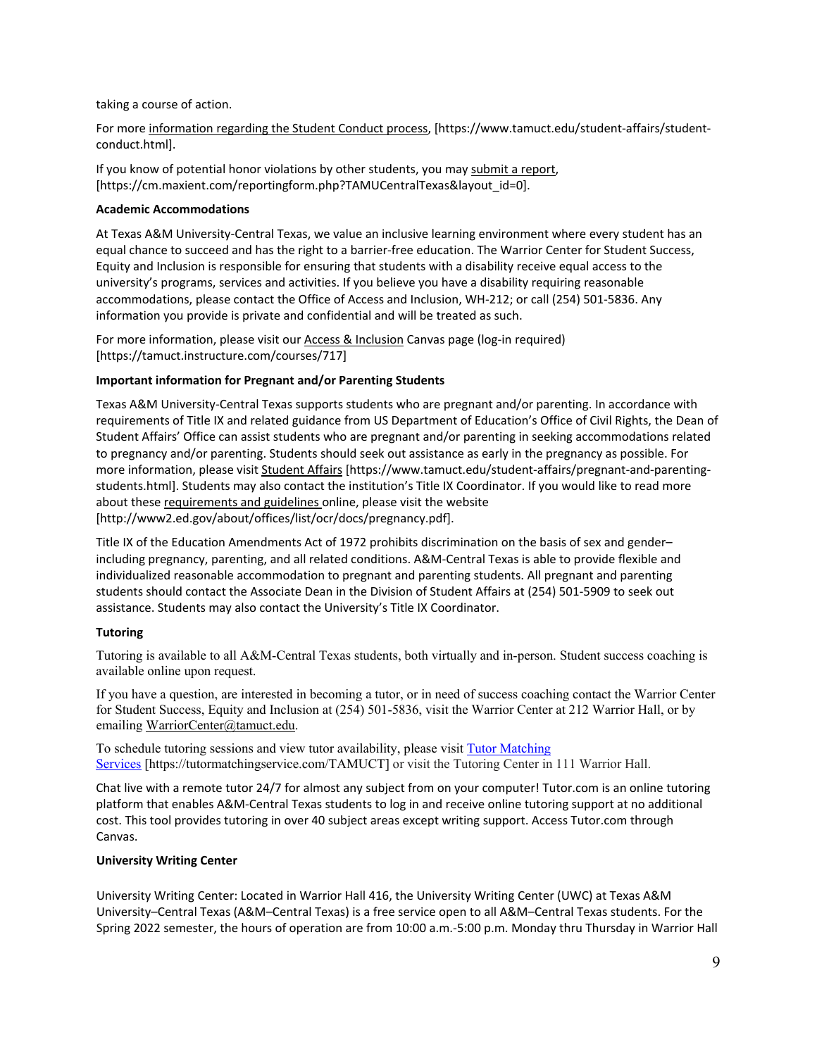taking a course of action.

For more information regarding the Student Conduct process, [https://www.tamuct.edu/student-affairs/student-conduct.html].

If you know of potential honor violations by other students, you may submit a report, [https://cm.maxient.com/reportingform.php?TAMUCentralTexas&layout_id=0].

**Academic Accommodations**

At Texas A&M University-Central Texas, we value an inclusive learning environment where every student has an equal chance to succeed and has the right to a barrier-free education. The Warrior Center for Student Success, Equity and Inclusion is responsible for ensuring that students with a disability receive equal access to the university's programs, services and activities. If you believe you have a disability requiring reasonable accommodations, please contact the Office of Access and Inclusion, WH-212; or call (254) 501-5836. Any information you provide is private and confidential and will be treated as such.

For more information, please visit our Access & Inclusion Canvas page (log-in required) [https://tamuct.instructure.com/courses/717]

**Important information for Pregnant and/or Parenting Students**

Texas A&M University-Central Texas supports students who are pregnant and/or parenting. In accordance with requirements of Title IX and related guidance from US Department of Education's Office of Civil Rights, the Dean of Student Affairs' Office can assist students who are pregnant and/or parenting in seeking accommodations related to pregnancy and/or parenting. Students should seek out assistance as early in the pregnancy as possible. For more information, please visit Student Affairs [https://www.tamuct.edu/student-affairs/pregnant-and-parenting-students.html]. Students may also contact the institution's Title IX Coordinator. If you would like to read more about these requirements and guidelines online, please visit the website [http://www2.ed.gov/about/offices/list/ocr/docs/pregnancy.pdf].

Title IX of the Education Amendments Act of 1972 prohibits discrimination on the basis of sex and gender–including pregnancy, parenting, and all related conditions. A&M-Central Texas is able to provide flexible and individualized reasonable accommodation to pregnant and parenting students. All pregnant and parenting students should contact the Associate Dean in the Division of Student Affairs at (254) 501-5909 to seek out assistance. Students may also contact the University's Title IX Coordinator.

**Tutoring**

Tutoring is available to all A&M-Central Texas students, both virtually and in-person. Student success coaching is available online upon request.

If you have a question, are interested in becoming a tutor, or in need of success coaching contact the Warrior Center for Student Success, Equity and Inclusion at (254) 501-5836, visit the Warrior Center at 212 Warrior Hall, or by emailing WarriorCenter@tamuct.edu.

To schedule tutoring sessions and view tutor availability, please visit Tutor Matching Services [https://tutormatchingservice.com/TAMUCT] or visit the Tutoring Center in 111 Warrior Hall.

Chat live with a remote tutor 24/7 for almost any subject from on your computer! Tutor.com is an online tutoring platform that enables A&M-Central Texas students to log in and receive online tutoring support at no additional cost. This tool provides tutoring in over 40 subject areas except writing support. Access Tutor.com through Canvas.

**University Writing Center**

University Writing Center: Located in Warrior Hall 416, the University Writing Center (UWC) at Texas A&M University–Central Texas (A&M–Central Texas) is a free service open to all A&M–Central Texas students. For the Spring 2022 semester, the hours of operation are from 10:00 a.m.-5:00 p.m. Monday thru Thursday in Warrior Hall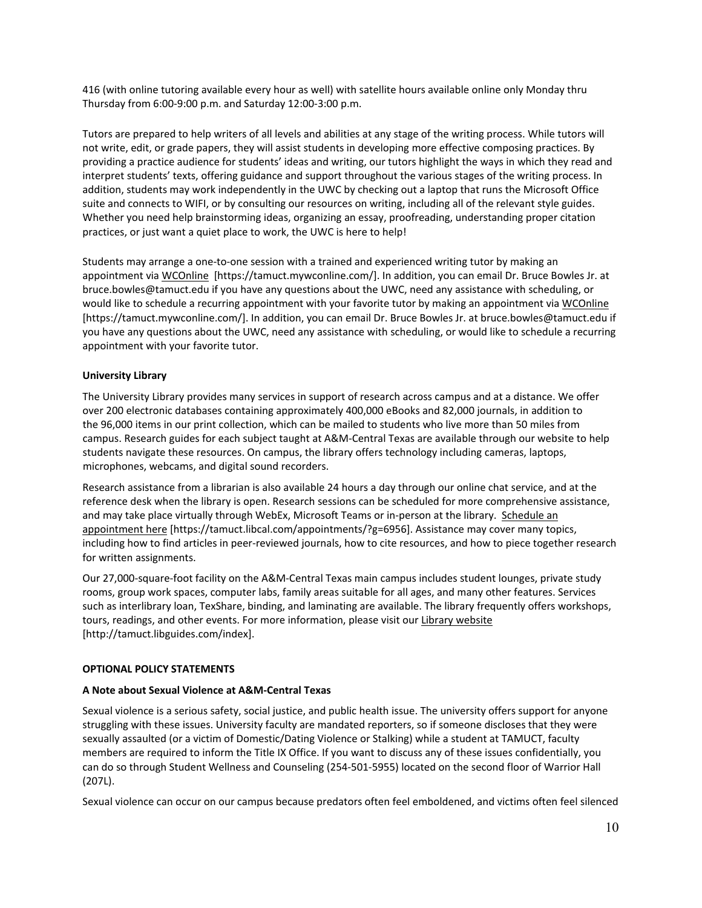416 (with online tutoring available every hour as well) with satellite hours available online only Monday thru Thursday from 6:00-9:00 p.m. and Saturday 12:00-3:00 p.m.

Tutors are prepared to help writers of all levels and abilities at any stage of the writing process. While tutors will not write, edit, or grade papers, they will assist students in developing more effective composing practices. By providing a practice audience for students' ideas and writing, our tutors highlight the ways in which they read and interpret students' texts, offering guidance and support throughout the various stages of the writing process. In addition, students may work independently in the UWC by checking out a laptop that runs the Microsoft Office suite and connects to WIFI, or by consulting our resources on writing, including all of the relevant style guides. Whether you need help brainstorming ideas, organizing an essay, proofreading, understanding proper citation practices, or just want a quiet place to work, the UWC is here to help!

Students may arrange a one-to-one session with a trained and experienced writing tutor by making an appointment via WCOnline [https://tamuct.mywconline.com/]. In addition, you can email Dr. Bruce Bowles Jr. at bruce.bowles@tamuct.edu if you have any questions about the UWC, need any assistance with scheduling, or would like to schedule a recurring appointment with your favorite tutor by making an appointment via WCOnline [https://tamuct.mywconline.com/]. In addition, you can email Dr. Bruce Bowles Jr. at bruce.bowles@tamuct.edu if you have any questions about the UWC, need any assistance with scheduling, or would like to schedule a recurring appointment with your favorite tutor.

**University Library**

The University Library provides many services in support of research across campus and at a distance. We offer over 200 electronic databases containing approximately 400,000 eBooks and 82,000 journals, in addition to the 96,000 items in our print collection, which can be mailed to students who live more than 50 miles from campus. Research guides for each subject taught at A&M-Central Texas are available through our website to help students navigate these resources. On campus, the library offers technology including cameras, laptops, microphones, webcams, and digital sound recorders.

Research assistance from a librarian is also available 24 hours a day through our online chat service, and at the reference desk when the library is open. Research sessions can be scheduled for more comprehensive assistance, and may take place virtually through WebEx, Microsoft Teams or in-person at the library. Schedule an appointment here [https://tamuct.libcal.com/appointments/?g=6956]. Assistance may cover many topics, including how to find articles in peer-reviewed journals, how to cite resources, and how to piece together research for written assignments.

Our 27,000-square-foot facility on the A&M-Central Texas main campus includes student lounges, private study rooms, group work spaces, computer labs, family areas suitable for all ages, and many other features. Services such as interlibrary loan, TexShare, binding, and laminating are available. The library frequently offers workshops, tours, readings, and other events. For more information, please visit our Library website [http://tamuct.libguides.com/index].

**OPTIONAL POLICY STATEMENTS**

**A Note about Sexual Violence at A&M-Central Texas**

Sexual violence is a serious safety, social justice, and public health issue. The university offers support for anyone struggling with these issues. University faculty are mandated reporters, so if someone discloses that they were sexually assaulted (or a victim of Domestic/Dating Violence or Stalking) while a student at TAMUCT, faculty members are required to inform the Title IX Office. If you want to discuss any of these issues confidentially, you can do so through Student Wellness and Counseling (254-501-5955) located on the second floor of Warrior Hall (207L).

Sexual violence can occur on our campus because predators often feel emboldened, and victims often feel silenced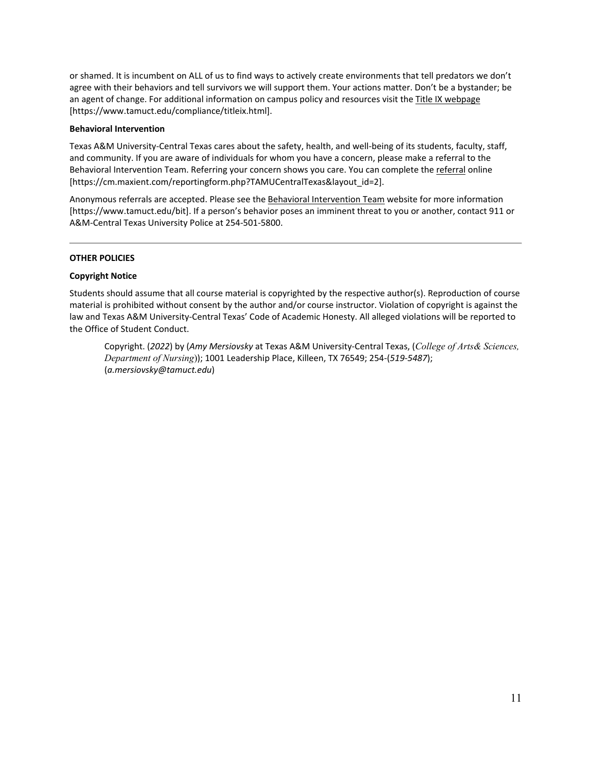or shamed. It is incumbent on ALL of us to find ways to actively create environments that tell predators we don't agree with their behaviors and tell survivors we will support them. Your actions matter. Don't be a bystander; be an agent of change. For additional information on campus policy and resources visit the Title IX webpage [https://www.tamuct.edu/compliance/titleix.html].

**Behavioral Intervention**

Texas A&M University-Central Texas cares about the safety, health, and well-being of its students, faculty, staff, and community. If you are aware of individuals for whom you have a concern, please make a referral to the Behavioral Intervention Team. Referring your concern shows you care. You can complete the referral online [https://cm.maxient.com/reportingform.php?TAMUCentralTexas&layout_id=2].

Anonymous referrals are accepted. Please see the Behavioral Intervention Team website for more information [https://www.tamuct.edu/bit]. If a person's behavior poses an imminent threat to you or another, contact 911 or A&M-Central Texas University Police at 254-501-5800.

---

**OTHER POLICIES**

**Copyright Notice**

Students should assume that all course material is copyrighted by the respective author(s). Reproduction of course material is prohibited without consent by the author and/or course instructor. Violation of copyright is against the law and Texas A&M University-Central Texas' Code of Academic Honesty. All alleged violations will be reported to the Office of Student Conduct.

> Copyright. (*2022*) by (*Amy Mersiovsky* at Texas A&M University-Central Texas, (*College of Arts& Sciences, Department of Nursing*)); 1001 Leadership Place, Killeen, TX 76549; 254-(*519-5487*); (*a.mersiovsky@tamuct.edu*)